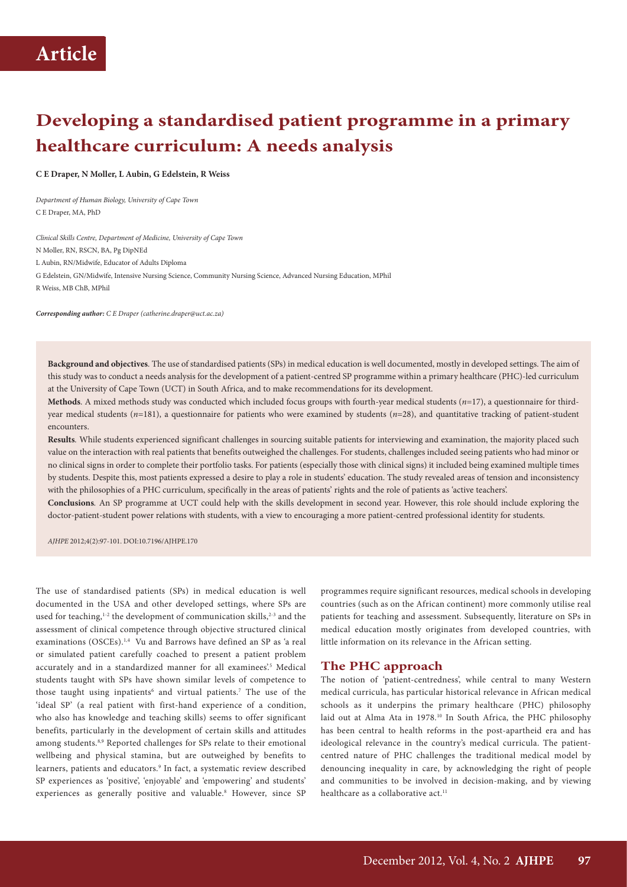# Article

# Developing a standardised patient programme in a primary healthcare curriculum: A needs analysis

**C E Draper, N Moller, L Aubin, G Edelstein, R Weiss**

*Department of Human Biology, University of Cape Town*
C E Draper, MA, PhD

*Clinical Skills Centre, Department of Medicine, University of Cape Town*
N Moller, RN, RSCN, BA, Pg DipNEd
L Aubin, RN/Midwife, Educator of Adults Diploma
G Edelstein, GN/Midwife, Intensive Nursing Science, Community Nursing Science, Advanced Nursing Education, MPhil
R Weiss, MB ChB, MPhil

***Corresponding author:** C E Draper (catherine.draper@uct.ac.za)*

**Background and objectives**. The use of standardised patients (SPs) in medical education is well documented, mostly in developed settings. The aim of this study was to conduct a needs analysis for the development of a patient-centred SP programme within a primary healthcare (PHC)-led curriculum at the University of Cape Town (UCT) in South Africa, and to make recommendations for its development.

**Methods**. A mixed methods study was conducted which included focus groups with fourth-year medical students ($n$=17), a questionnaire for third-year medical students ($n$=181), a questionnaire for patients who were examined by students ($n$=28), and quantitative tracking of patient-student encounters.

**Results**. While students experienced significant challenges in sourcing suitable patients for interviewing and examination, the majority placed such value on the interaction with real patients that benefits outweighed the challenges. For students, challenges included seeing patients who had minor or no clinical signs in order to complete their portfolio tasks. For patients (especially those with clinical signs) it included being examined multiple times by students. Despite this, most patients expressed a desire to play a role in students' education. The study revealed areas of tension and inconsistency with the philosophies of a PHC curriculum, specifically in the areas of patients' rights and the role of patients as 'active teachers'.

**Conclusions**. An SP programme at UCT could help with the skills development in second year. However, this role should include exploring the doctor-patient-student power relations with students, with a view to encouraging a more patient-centred professional identity for students.

*AJHPE* 2012;4(2):97-101. DOI:10.7196/AJHPE.170

The use of standardised patients (SPs) in medical education is well documented in the USA and other developed settings, where SPs are used for teaching,[1-2] the development of communication skills,[2-3] and the assessment of clinical competence through objective structured clinical examinations (OSCEs).[1,4] Vu and Barrows have defined an SP as 'a real or simulated patient carefully coached to present a patient problem accurately and in a standardized manner for all examinees'.[5] Medical students taught with SPs have shown similar levels of competence to those taught using inpatients[6] and virtual patients.[7] The use of the 'ideal SP' (a real patient with first-hand experience of a condition, who also has knowledge and teaching skills) seems to offer significant benefits, particularly in the development of certain skills and attitudes among students.[8,9] Reported challenges for SPs relate to their emotional wellbeing and physical stamina, but are outweighed by benefits to learners, patients and educators.[9] In fact, a systematic review described SP experiences as 'positive', 'enjoyable' and 'empowering' and students' experiences as generally positive and valuable.[8] However, since SP programmes require significant resources, medical schools in developing countries (such as on the African continent) more commonly utilise real patients for teaching and assessment. Subsequently, literature on SPs in medical education mostly originates from developed countries, with little information on its relevance in the African setting.

## The PHC approach

The notion of 'patient-centredness', while central to many Western medical curricula, has particular historical relevance in African medical schools as it underpins the primary healthcare (PHC) philosophy laid out at Alma Ata in 1978.[10] In South Africa, the PHC philosophy has been central to health reforms in the post-apartheid era and has ideological relevance in the country's medical curricula. The patient-centred nature of PHC challenges the traditional medical model by denouncing inequality in care, by acknowledging the right of people and communities to be involved in decision-making, and by viewing healthcare as a collaborative act.[11]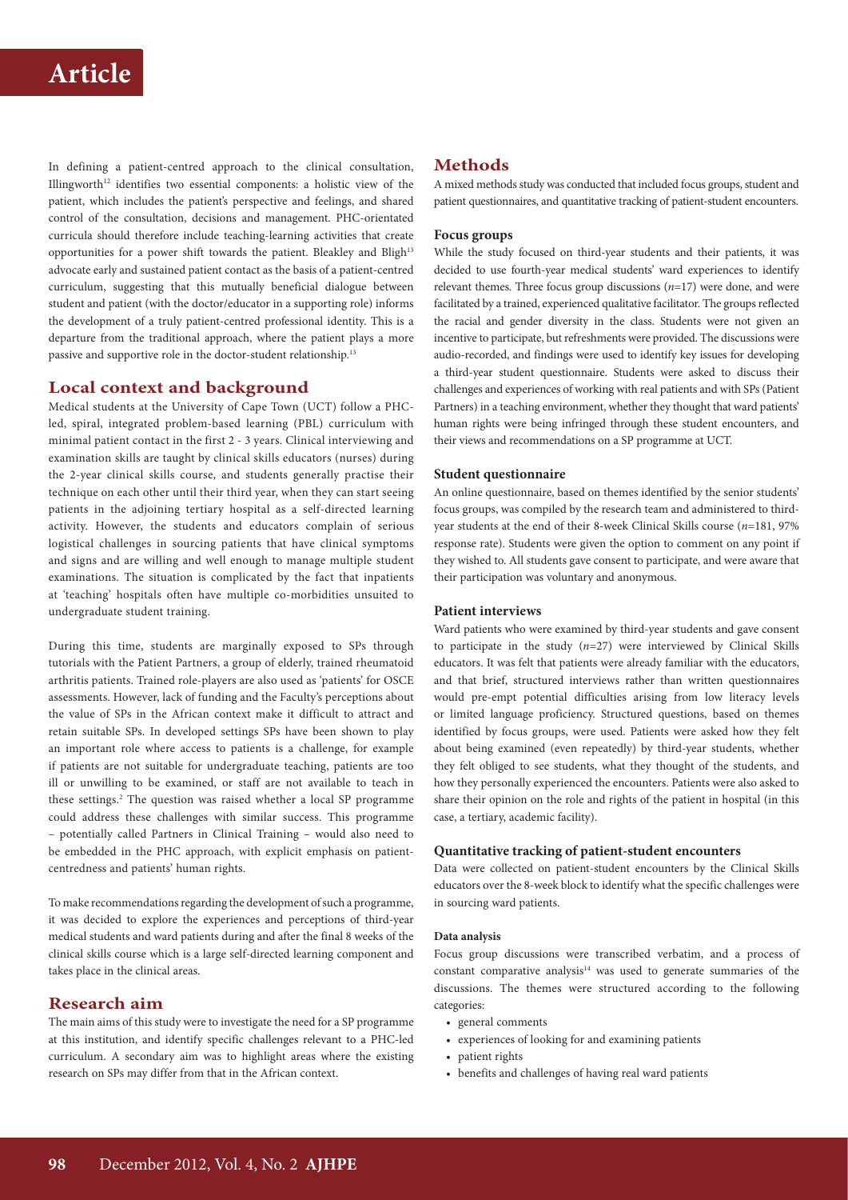In defining a patient-centred approach to the clinical consultation, Illingworth[12] identifies two essential components: a holistic view of the patient, which includes the patient's perspective and feelings, and shared control of the consultation, decisions and management. PHC-orientated curricula should therefore include teaching-learning activities that create opportunities for a power shift towards the patient. Bleakley and Bligh[13] advocate early and sustained patient contact as the basis of a patient-centred curriculum, suggesting that this mutually beneficial dialogue between student and patient (with the doctor/educator in a supporting role) informs the development of a truly patient-centred professional identity. This is a departure from the traditional approach, where the patient plays a more passive and supportive role in the doctor-student relationship.[13]

## Local context and background

Medical students at the University of Cape Town (UCT) follow a PHC-led, spiral, integrated problem-based learning (PBL) curriculum with minimal patient contact in the first 2 - 3 years. Clinical interviewing and examination skills are taught by clinical skills educators (nurses) during the 2-year clinical skills course, and students generally practise their technique on each other until their third year, when they can start seeing patients in the adjoining tertiary hospital as a self-directed learning activity. However, the students and educators complain of serious logistical challenges in sourcing patients that have clinical symptoms and signs and are willing and well enough to manage multiple student examinations. The situation is complicated by the fact that inpatients at 'teaching' hospitals often have multiple co-morbidities unsuited to undergraduate student training.

During this time, students are marginally exposed to SPs through tutorials with the Patient Partners, a group of elderly, trained rheumatoid arthritis patients. Trained role-players are also used as 'patients' for OSCE assessments. However, lack of funding and the Faculty's perceptions about the value of SPs in the African context make it difficult to attract and retain suitable SPs. In developed settings SPs have been shown to play an important role where access to patients is a challenge, for example if patients are not suitable for undergraduate teaching, patients are too ill or unwilling to be examined, or staff are not available to teach in these settings.[2] The question was raised whether a local SP programme could address these challenges with similar success. This programme – potentially called Partners in Clinical Training – would also need to be embedded in the PHC approach, with explicit emphasis on patient-centredness and patients' human rights.

To make recommendations regarding the development of such a programme, it was decided to explore the experiences and perceptions of third-year medical students and ward patients during and after the final 8 weeks of the clinical skills course which is a large self-directed learning component and takes place in the clinical areas.

## Research aim

The main aims of this study were to investigate the need for a SP programme at this institution, and identify specific challenges relevant to a PHC-led curriculum. A secondary aim was to highlight areas where the existing research on SPs may differ from that in the African context.

## Methods

A mixed methods study was conducted that included focus groups, student and patient questionnaires, and quantitative tracking of patient-student encounters.

### Focus groups

While the study focused on third-year students and their patients, it was decided to use fourth-year medical students' ward experiences to identify relevant themes. Three focus group discussions ($n$=17) were done, and were facilitated by a trained, experienced qualitative facilitator. The groups reflected the racial and gender diversity in the class. Students were not given an incentive to participate, but refreshments were provided. The discussions were audio-recorded, and findings were used to identify key issues for developing a third-year student questionnaire. Students were asked to discuss their challenges and experiences of working with real patients and with SPs (Patient Partners) in a teaching environment, whether they thought that ward patients' human rights were being infringed through these student encounters, and their views and recommendations on a SP programme at UCT.

### Student questionnaire

An online questionnaire, based on themes identified by the senior students' focus groups, was compiled by the research team and administered to third-year students at the end of their 8-week Clinical Skills course ($n$=181, 97% response rate). Students were given the option to comment on any point if they wished to. All students gave consent to participate, and were aware that their participation was voluntary and anonymous.

### Patient interviews

Ward patients who were examined by third-year students and gave consent to participate in the study ($n$=27) were interviewed by Clinical Skills educators. It was felt that patients were already familiar with the educators, and that brief, structured interviews rather than written questionnaires would pre-empt potential difficulties arising from low literacy levels or limited language proficiency. Structured questions, based on themes identified by focus groups, were used. Patients were asked how they felt about being examined (even repeatedly) by third-year students, whether they felt obliged to see students, what they thought of the students, and how they personally experienced the encounters. Patients were also asked to share their opinion on the role and rights of the patient in hospital (in this case, a tertiary, academic facility).

### Quantitative tracking of patient-student encounters

Data were collected on patient-student encounters by the Clinical Skills educators over the 8-week block to identify what the specific challenges were in sourcing ward patients.

#### Data analysis

Focus group discussions were transcribed verbatim, and a process of constant comparative analysis[14] was used to generate summaries of the discussions. The themes were structured according to the following categories:

- general comments
- experiences of looking for and examining patients
- patient rights
- benefits and challenges of having real ward patients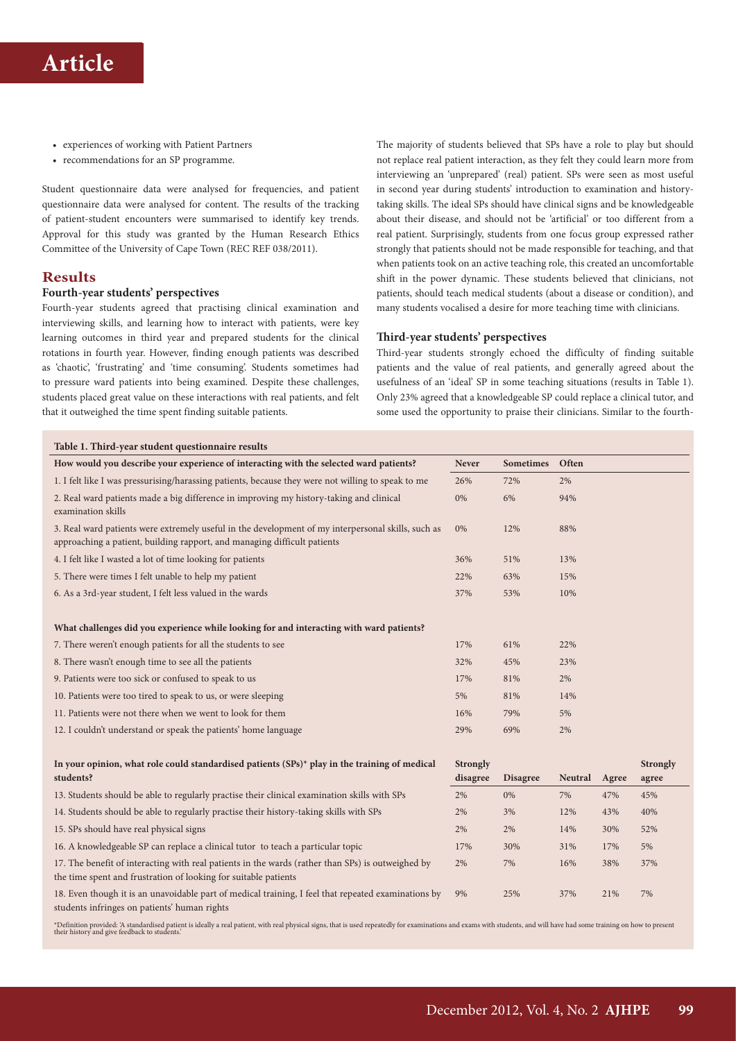- experiences of working with Patient Partners
- recommendations for an SP programme.

Student questionnaire data were analysed for frequencies, and patient questionnaire data were analysed for content. The results of the tracking of patient-student encounters were summarised to identify key trends. Approval for this study was granted by the Human Research Ethics Committee of the University of Cape Town (REC REF 038/2011).

## Results

### Fourth-year students' perspectives

Fourth-year students agreed that practising clinical examination and interviewing skills, and learning how to interact with patients, were key learning outcomes in third year and prepared students for the clinical rotations in fourth year. However, finding enough patients was described as 'chaotic', 'frustrating' and 'time consuming'. Students sometimes had to pressure ward patients into being examined. Despite these challenges, students placed great value on these interactions with real patients, and felt that it outweighed the time spent finding suitable patients.

The majority of students believed that SPs have a role to play but should not replace real patient interaction, as they felt they could learn more from interviewing an 'unprepared' (real) patient. SPs were seen as most useful in second year during students' introduction to examination and history-taking skills. The ideal SPs should have clinical signs and be knowledgeable about their disease, and should not be 'artificial' or too different from a real patient. Surprisingly, students from one focus group expressed rather strongly that patients should not be made responsible for teaching, and that when patients took on an active teaching role, this created an uncomfortable shift in the power dynamic. These students believed that clinicians, not patients, should teach medical students (about a disease or condition), and many students vocalised a desire for more teaching time with clinicians.

### Third-year students' perspectives

Third-year students strongly echoed the difficulty of finding suitable patients and the value of real patients, and generally agreed about the usefulness of an 'ideal' SP in some teaching situations (results in Table 1). Only 23% agreed that a knowledgeable SP could replace a clinical tutor, and some used the opportunity to praise their clinicians. Similar to the fourth-

**Table 1. Third-year student questionnaire results**

| How would you describe your experience of interacting with the selected ward patients? | Never | Sometimes | Often | | |
|---|---|---|---|---|---|
| 1. I felt like I was pressurising/harassing patients, because they were not willing to speak to me | 26% | 72% | 2% | | |
| 2. Real ward patients made a big difference in improving my history-taking and clinical examination skills | 0% | 6% | 94% | | |
| 3. Real ward patients were extremely useful in the development of my interpersonal skills, such as approaching a patient, building rapport, and managing difficult patients | 0% | 12% | 88% | | |
| 4. I felt like I wasted a lot of time looking for patients | 36% | 51% | 13% | | |
| 5. There were times I felt unable to help my patient | 22% | 63% | 15% | | |
| 6. As a 3rd-year student, I felt less valued in the wards | 37% | 53% | 10% | | |
| **What challenges did you experience while looking for and interacting with ward patients?** | | | | | |
| 7. There weren't enough patients for all the students to see | 17% | 61% | 22% | | |
| 8. There wasn't enough time to see all the patients | 32% | 45% | 23% | | |
| 9. Patients were too sick or confused to speak to us | 17% | 81% | 2% | | |
| 10. Patients were too tired to speak to us, or were sleeping | 5% | 81% | 14% | | |
| 11. Patients were not there when we went to look for them | 16% | 79% | 5% | | |
| 12. I couldn't understand or speak the patients' home language | 29% | 69% | 2% | | |
| **In your opinion, what role could standardised patients (SPs)\* play in the training of medical students?** | **Strongly disagree** | **Disagree** | **Neutral** | **Agree** | **Strongly agree** |
| 13. Students should be able to regularly practise their clinical examination skills with SPs | 2% | 0% | 7% | 47% | 45% |
| 14. Students should be able to regularly practise their history-taking skills with SPs | 2% | 3% | 12% | 43% | 40% |
| 15. SPs should have real physical signs | 2% | 2% | 14% | 30% | 52% |
| 16. A knowledgeable SP can replace a clinical tutor to teach a particular topic | 17% | 30% | 31% | 17% | 5% |
| 17. The benefit of interacting with real patients in the wards (rather than SPs) is outweighed by the time spent and frustration of looking for suitable patients | 2% | 7% | 16% | 38% | 37% |
| 18. Even though it is an unavoidable part of medical training, I feel that repeated examinations by students infringes on patients' human rights | 9% | 25% | 37% | 21% | 7% |

\*Definition provided: 'A standardised patient is ideally a real patient, with real physical signs, that is used repeatedly for examinations and exams with students, and will have had some training on how to present their history and give feedback to students.'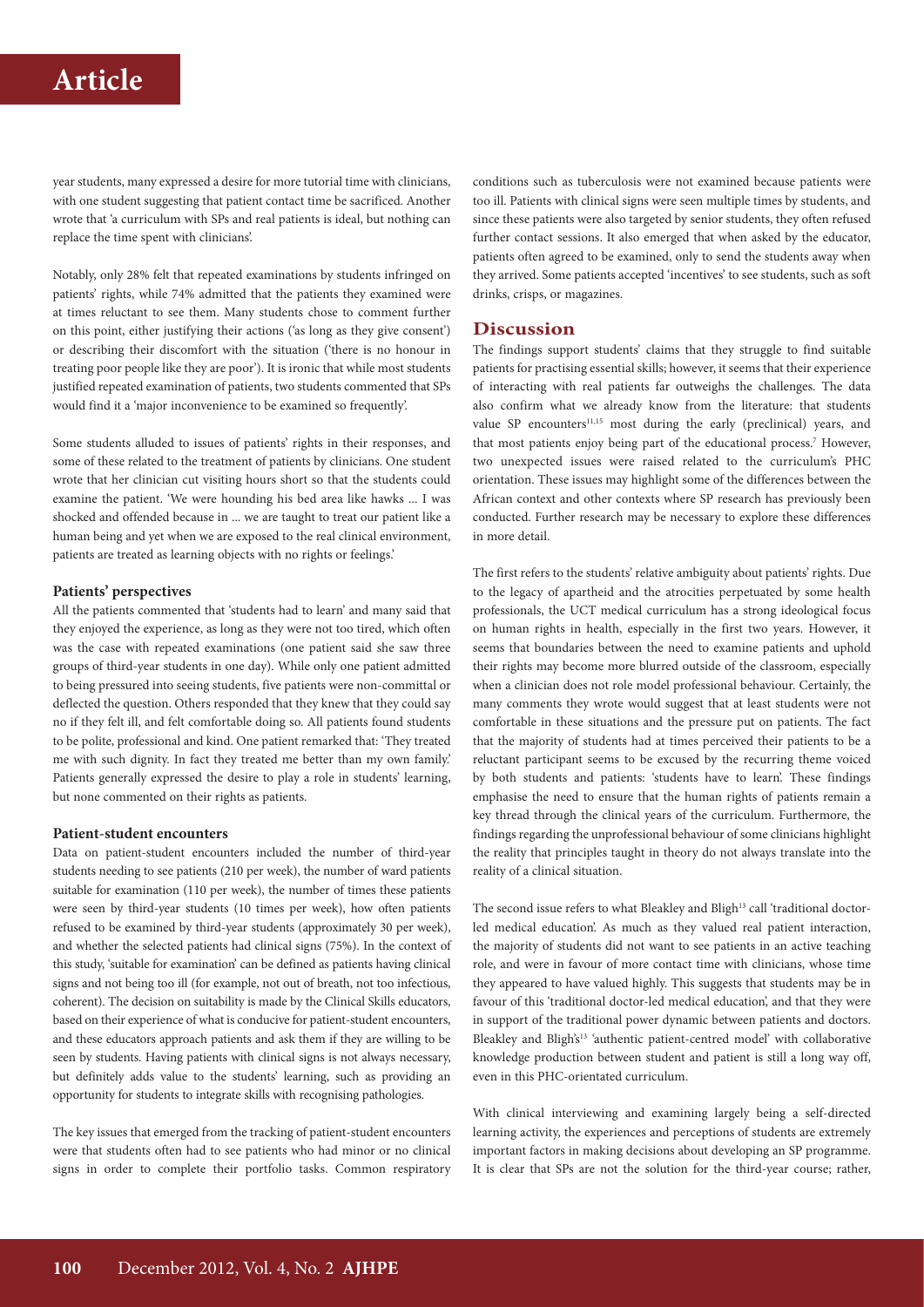year students, many expressed a desire for more tutorial time with clinicians, with one student suggesting that patient contact time be sacrificed. Another wrote that 'a curriculum with SPs and real patients is ideal, but nothing can replace the time spent with clinicians'.

Notably, only 28% felt that repeated examinations by students infringed on patients' rights, while 74% admitted that the patients they examined were at times reluctant to see them. Many students chose to comment further on this point, either justifying their actions ('as long as they give consent') or describing their discomfort with the situation ('there is no honour in treating poor people like they are poor'). It is ironic that while most students justified repeated examination of patients, two students commented that SPs would find it a 'major inconvenience to be examined so frequently'.

Some students alluded to issues of patients' rights in their responses, and some of these related to the treatment of patients by clinicians. One student wrote that her clinician cut visiting hours short so that the students could examine the patient. 'We were hounding his bed area like hawks ... I was shocked and offended because in ... we are taught to treat our patient like a human being and yet when we are exposed to the real clinical environment, patients are treated as learning objects with no rights or feelings.'

### Patients' perspectives

All the patients commented that 'students had to learn' and many said that they enjoyed the experience, as long as they were not too tired, which often was the case with repeated examinations (one patient said she saw three groups of third-year students in one day). While only one patient admitted to being pressured into seeing students, five patients were non-committal or deflected the question. Others responded that they knew that they could say no if they felt ill, and felt comfortable doing so. All patients found students to be polite, professional and kind. One patient remarked that: 'They treated me with such dignity. In fact they treated me better than my own family.' Patients generally expressed the desire to play a role in students' learning, but none commented on their rights as patients.

### Patient-student encounters

Data on patient-student encounters included the number of third-year students needing to see patients (210 per week), the number of ward patients suitable for examination (110 per week), the number of times these patients were seen by third-year students (10 times per week), how often patients refused to be examined by third-year students (approximately 30 per week), and whether the selected patients had clinical signs (75%). In the context of this study, 'suitable for examination' can be defined as patients having clinical signs and not being too ill (for example, not out of breath, not too infectious, coherent). The decision on suitability is made by the Clinical Skills educators, based on their experience of what is conducive for patient-student encounters, and these educators approach patients and ask them if they are willing to be seen by students. Having patients with clinical signs is not always necessary, but definitely adds value to the students' learning, such as providing an opportunity for students to integrate skills with recognising pathologies.

The key issues that emerged from the tracking of patient-student encounters were that students often had to see patients who had minor or no clinical signs in order to complete their portfolio tasks. Common respiratory conditions such as tuberculosis were not examined because patients were too ill. Patients with clinical signs were seen multiple times by students, and since these patients were also targeted by senior students, they often refused further contact sessions. It also emerged that when asked by the educator, patients often agreed to be examined, only to send the students away when they arrived. Some patients accepted 'incentives' to see students, such as soft drinks, crisps, or magazines.

## Discussion

The findings support students' claims that they struggle to find suitable patients for practising essential skills; however, it seems that their experience of interacting with real patients far outweighs the challenges. The data also confirm what we already know from the literature: that students value SP encounters[11,15] most during the early (preclinical) years, and that most patients enjoy being part of the educational process.[7] However, two unexpected issues were raised related to the curriculum's PHC orientation. These issues may highlight some of the differences between the African context and other contexts where SP research has previously been conducted. Further research may be necessary to explore these differences in more detail.

The first refers to the students' relative ambiguity about patients' rights. Due to the legacy of apartheid and the atrocities perpetuated by some health professionals, the UCT medical curriculum has a strong ideological focus on human rights in health, especially in the first two years. However, it seems that boundaries between the need to examine patients and uphold their rights may become more blurred outside of the classroom, especially when a clinician does not role model professional behaviour. Certainly, the many comments they wrote would suggest that at least students were not comfortable in these situations and the pressure put on patients. The fact that the majority of students had at times perceived their patients to be a reluctant participant seems to be excused by the recurring theme voiced by both students and patients: 'students have to learn'. These findings emphasise the need to ensure that the human rights of patients remain a key thread through the clinical years of the curriculum. Furthermore, the findings regarding the unprofessional behaviour of some clinicians highlight the reality that principles taught in theory do not always translate into the reality of a clinical situation.

The second issue refers to what Bleakley and Bligh[13] call 'traditional doctor-led medical education'. As much as they valued real patient interaction, the majority of students did not want to see patients in an active teaching role, and were in favour of more contact time with clinicians, whose time they appeared to have valued highly. This suggests that students may be in favour of this 'traditional doctor-led medical education', and that they were in support of the traditional power dynamic between patients and doctors. Bleakley and Bligh's[13] 'authentic patient-centred model' with collaborative knowledge production between student and patient is still a long way off, even in this PHC-orientated curriculum.

With clinical interviewing and examining largely being a self-directed learning activity, the experiences and perceptions of students are extremely important factors in making decisions about developing an SP programme. It is clear that SPs are not the solution for the third-year course; rather,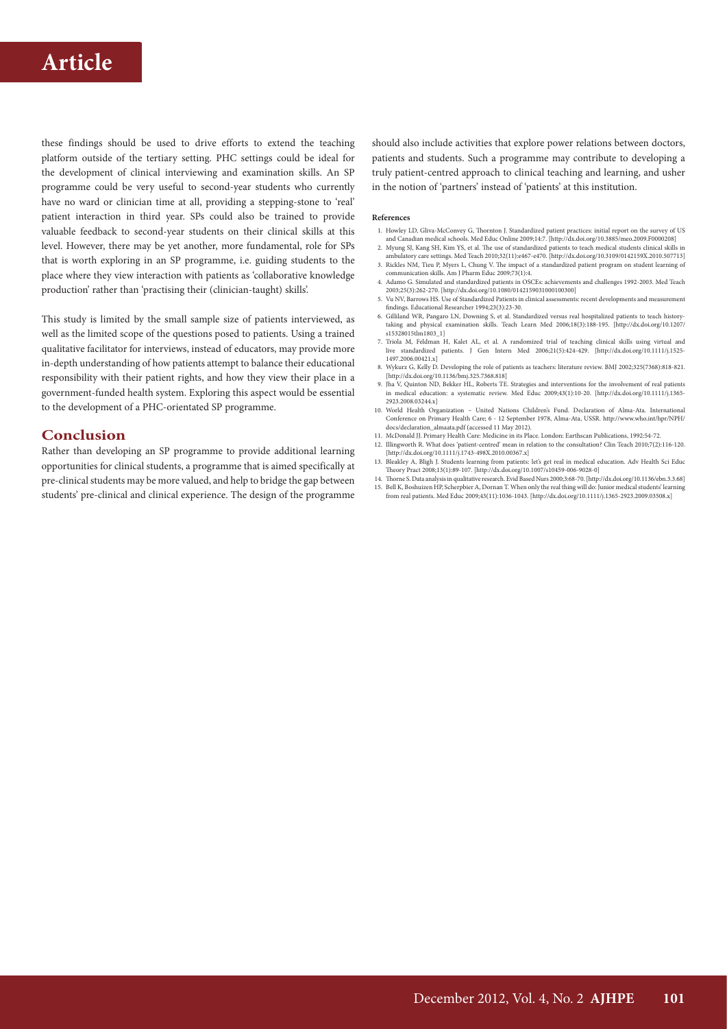these findings should be used to drive efforts to extend the teaching platform outside of the tertiary setting. PHC settings could be ideal for the development of clinical interviewing and examination skills. An SP programme could be very useful to second-year students who currently have no ward or clinician time at all, providing a stepping-stone to 'real' patient interaction in third year. SPs could also be trained to provide valuable feedback to second-year students on their clinical skills at this level. However, there may be yet another, more fundamental, role for SPs that is worth exploring in an SP programme, i.e. guiding students to the place where they view interaction with patients as 'collaborative knowledge production' rather than 'practising their (clinician-taught) skills'.

This study is limited by the small sample size of patients interviewed, as well as the limited scope of the questions posed to patients. Using a trained qualitative facilitator for interviews, instead of educators, may provide more in-depth understanding of how patients attempt to balance their educational responsibility with their patient rights, and how they view their place in a government-funded health system. Exploring this aspect would be essential to the development of a PHC-orientated SP programme.

## Conclusion

Rather than developing an SP programme to provide additional learning opportunities for clinical students, a programme that is aimed specifically at pre-clinical students may be more valued, and help to bridge the gap between students' pre-clinical and clinical experience. The design of the programme should also include activities that explore power relations between doctors, patients and students. Such a programme may contribute to developing a truly patient-centred approach to clinical teaching and learning, and usher in the notion of 'partners' instead of 'patients' at this institution.

### References

1. Howley LD, Gliva-McConvey G, Thornton J. Standardized patient practices: initial report on the survey of US and Canadian medical schools. Med Educ Online 2009;14:7. [http://dx.doi.org/10.3885/meo.2009.F0000208]
2. Myung SJ, Kang SH, Kim YS, et al. The use of standardized patients to teach medical students clinical skills in ambulatory care settings. Med Teach 2010;32(11):e467-e470. [http://dx.doi.org/10.3109/0142159X.2010.507713]
3. Rickles NM, Tieu P, Myers L, Chung V. The impact of a standardized patient program on student learning of communication skills. Am J Pharm Educ 2009;73(1):4.
4. Adamo G. Simulated and standardized patients in OSCEs: achievements and challenges 1992-2003. Med Teach 2003;25(3):262-270. [http://dx.doi.org/10.1080/0142159031000100300]
5. Vu NV, Barrows HS. Use of Standardized Patients in clinical assessments: recent developments and measurement findings. Educational Researcher 1994;23(3):23-30.
6. Gilliland WR, Pangaro LN, Downing S, et al. Standardized versus real hospitalized patients to teach history-taking and physical examination skills. Teach Learn Med 2006;18(3):188-195. [http://dx.doi.org/10.1207/s15328015tlm1803_1]
7. Triola M, Feldman H, Kalet AL, et al. A randomized trial of teaching clinical skills using virtual and live standardized patients. J Gen Intern Med 2006;21(5):424-429. [http://dx.doi.org/10.1111/j.1525-1497.2006.00421.x]
8. Wykurz G, Kelly D. Developing the role of patients as teachers: literature review. BMJ 2002;325(7368):818-821. [http://dx.doi.org/10.1136/bmj.325.7368.818]
9. Jha V, Quinton ND, Bekker HL, Roberts TE. Strategies and interventions for the involvement of real patients in medical education: a systematic review. Med Educ 2009;43(1):10-20. [http://dx.doi.org/10.1111/j.1365-2923.2008.03244.x]
10. World Health Organization – United Nations Children's Fund. Declaration of Alma-Ata. International Conference on Primary Health Care; 6 - 12 September 1978, Alma-Ata, USSR. http://www.who.int/hpr/NPH/docs/declaration_almaata.pdf (accessed 11 May 2012).
11. McDonald JJ. Primary Health Care: Medicine in its Place. London: Earthscan Publications, 1992:54-72.
12. Illingworth R. What does 'patient-centred' mean in relation to the consultation? Clin Teach 2010;7(2):116-120. [http://dx.doi.org/10.1111/j.1743-498X.2010.00367.x]
13. Bleakley A, Bligh J. Students learning from patients: let's get real in medical education. Adv Health Sci Educ Theory Pract 2008;13(1):89-107. [http://dx.doi.org/10.1007/s10459-006-9028-0]
14. Thorne S. Data analysis in qualitative research. Evid Based Nurs 2000;3:68-70. [http://dx.doi.org/10.1136/ebn.3.3.68]
15. Bell K, Boshuizen HP, Scherpbier A, Dornan T. When only the real thing will do: Junior medical students' learning from real patients. Med Educ 2009;43(11):1036-1043. [http://dx.doi.org/10.1111/j.1365-2923.2009.03508.x]